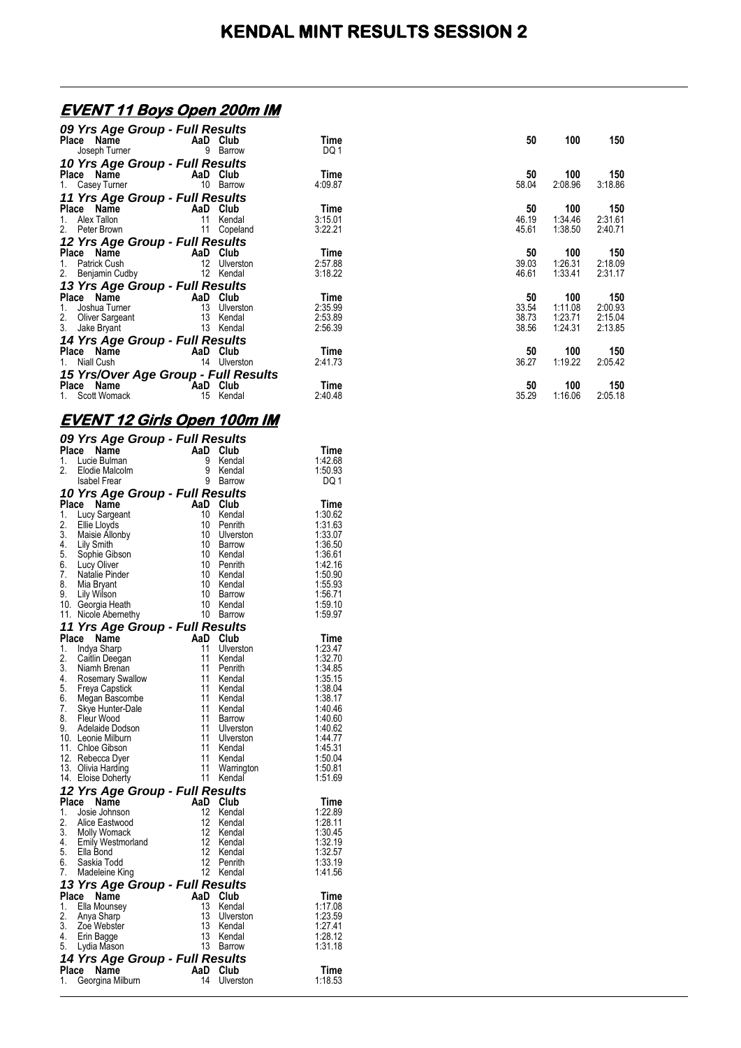# KENDAL MINT RESULTS SESSION 2

## EVENT 11 Boys Open 200m IM

### 09 Yrs Age Group - Full Results

| Place | Name | AaD | Club | Time | 50 | 100 | 150 |
|---|---|---|---|---|---|---|---|
| | Joseph Turner | 9 | Barrow | DQ 1 | | | |

### 10 Yrs Age Group - Full Results

| Place | Name | AaD | Club | Time | 50 | 100 | 150 |
|---|---|---|---|---|---|---|---|
| 1. | Casey Turner | 10 | Barrow | 4:09.87 | 58.04 | 2:08.96 | 3:18.86 |

### 11 Yrs Age Group - Full Results

| Place | Name | AaD | Club | Time | 50 | 100 | 150 |
|---|---|---|---|---|---|---|---|
| 1. | Alex Tallon | 11 | Kendal | 3:15.01 | 46.19 | 1:34.46 | 2:31.61 |
| 2. | Peter Brown | 11 | Copeland | 3:22.21 | 45.61 | 1:38.50 | 2:40.71 |

### 12 Yrs Age Group - Full Results

| Place | Name | AaD | Club | Time | 50 | 100 | 150 |
|---|---|---|---|---|---|---|---|
| 1. | Patrick Cush | 12 | Ulverston | 2:57.88 | 39.03 | 1:26.31 | 2:18.09 |
| 2. | Benjamin Cudby | 12 | Kendal | 3:18.22 | 46.61 | 1:33.41 | 2:31.17 |

### 13 Yrs Age Group - Full Results

| Place | Name | AaD | Club | Time | 50 | 100 | 150 |
|---|---|---|---|---|---|---|---|
| 1. | Joshua Turner | 13 | Ulverston | 2:35.99 | 33.54 | 1:11.08 | 2:00.93 |
| 2. | Oliver Sargeant | 13 | Kendal | 2:53.89 | 38.73 | 1:23.71 | 2:15.04 |
| 3. | Jake Bryant | 13 | Kendal | 2:56.39 | 38.56 | 1:24.31 | 2:13.85 |

### 14 Yrs Age Group - Full Results

| Place | Name | AaD | Club | Time | 50 | 100 | 150 |
|---|---|---|---|---|---|---|---|
| 1. | Niall Cush | 14 | Ulverston | 2:41.73 | 36.27 | 1:19.22 | 2:05.42 |

### 15 Yrs/Over Age Group - Full Results

| Place | Name | AaD | Club | Time | 50 | 100 | 150 |
|---|---|---|---|---|---|---|---|
| 1. | Scott Womack | 15 | Kendal | 2:40.48 | 35.29 | 1:16.06 | 2:05.18 |

## EVENT 12 Girls Open 100m IM

### 09 Yrs Age Group - Full Results

| Place | Name | AaD | Club | Time |
|---|---|---|---|---|
| 1. | Lucie Bulman | 9 | Kendal | 1:42.68 |
| 2. | Elodie Malcolm | 9 | Kendal | 1:50.93 |
| | Isabel Frear | 9 | Barrow | DQ 1 |

### 10 Yrs Age Group - Full Results

| Place | Name | AaD | Club | Time |
|---|---|---|---|---|
| 1. | Lucy Sargeant | 10 | Kendal | 1:30.62 |
| 2. | Ellie Lloyds | 10 | Penrith | 1:31.63 |
| 3. | Maisie Allonby | 10 | Ulverston | 1:33.07 |
| 4. | Lily Smith | 10 | Barrow | 1:36.50 |
| 5. | Sophie Gibson | 10 | Kendal | 1:36.61 |
| 6. | Lucy Oliver | 10 | Penrith | 1:42.16 |
| 7. | Natalie Pinder | 10 | Kendal | 1:50.90 |
| 8. | Mia Bryant | 10 | Kendal | 1:55.93 |
| 9. | Lily Wilson | 10 | Barrow | 1:56.71 |
| 10. | Georgia Heath | 10 | Kendal | 1:59.10 |
| 11. | Nicole Abernethy | 10 | Barrow | 1:59.97 |

### 11 Yrs Age Group - Full Results

| Place | Name | AaD | Club | Time |
|---|---|---|---|---|
| 1. | Indya Sharp | 11 | Ulverston | 1:23.47 |
| 2. | Caitlin Deegan | 11 | Kendal | 1:32.70 |
| 3. | Niamh Brenan | 11 | Penrith | 1:34.85 |
| 4. | Rosemary Swallow | 11 | Kendal | 1:35.15 |
| 5. | Freya Capstick | 11 | Kendal | 1:38.04 |
| 6. | Megan Bascombe | 11 | Kendal | 1:38.17 |
| 7. | Skye Hunter-Dale | 11 | Kendal | 1:40.46 |
| 8. | Fleur Wood | 11 | Barrow | 1:40.60 |
| 9. | Adelaide Dodson | 11 | Ulverston | 1:40.62 |
| 10. | Leonie Milburn | 11 | Ulverston | 1:44.77 |
| 11. | Chloe Gibson | 11 | Kendal | 1:45.31 |
| 12. | Rebecca Dyer | 11 | Kendal | 1:50.04 |
| 13. | Olivia Harding | 11 | Warrington | 1:50.81 |
| 14. | Eloise Doherty | 11 | Kendal | 1:51.69 |

### 12 Yrs Age Group - Full Results

| Place | Name | AaD | Club | Time |
|---|---|---|---|---|
| 1. | Josie Johnson | 12 | Kendal | 1:22.89 |
| 2. | Alice Eastwood | 12 | Kendal | 1:28.11 |
| 3. | Molly Womack | 12 | Kendal | 1:30.45 |
| 4. | Emily Westmorland | 12 | Kendal | 1:32.19 |
| 5. | Ella Bond | 12 | Kendal | 1:32.57 |
| 6. | Saskia Todd | 12 | Penrith | 1:33.19 |
| 7. | Madeleine King | 12 | Kendal | 1:41.56 |

### 13 Yrs Age Group - Full Results

| Place | Name | AaD | Club | Time |
|---|---|---|---|---|
| 1. | Ella Mounsey | 13 | Kendal | 1:17.08 |
| 2. | Anya Sharp | 13 | Ulverston | 1:23.59 |
| 3. | Zoe Webster | 13 | Kendal | 1:27.41 |
| 4. | Erin Bagge | 13 | Kendal | 1:28.12 |
| 5. | Lydia Mason | 13 | Barrow | 1:31.18 |

### 14 Yrs Age Group - Full Results

| Place | Name | AaD | Club | Time |
|---|---|---|---|---|
| 1. | Georgina Milburn | 14 | Ulverston | 1:18.53 |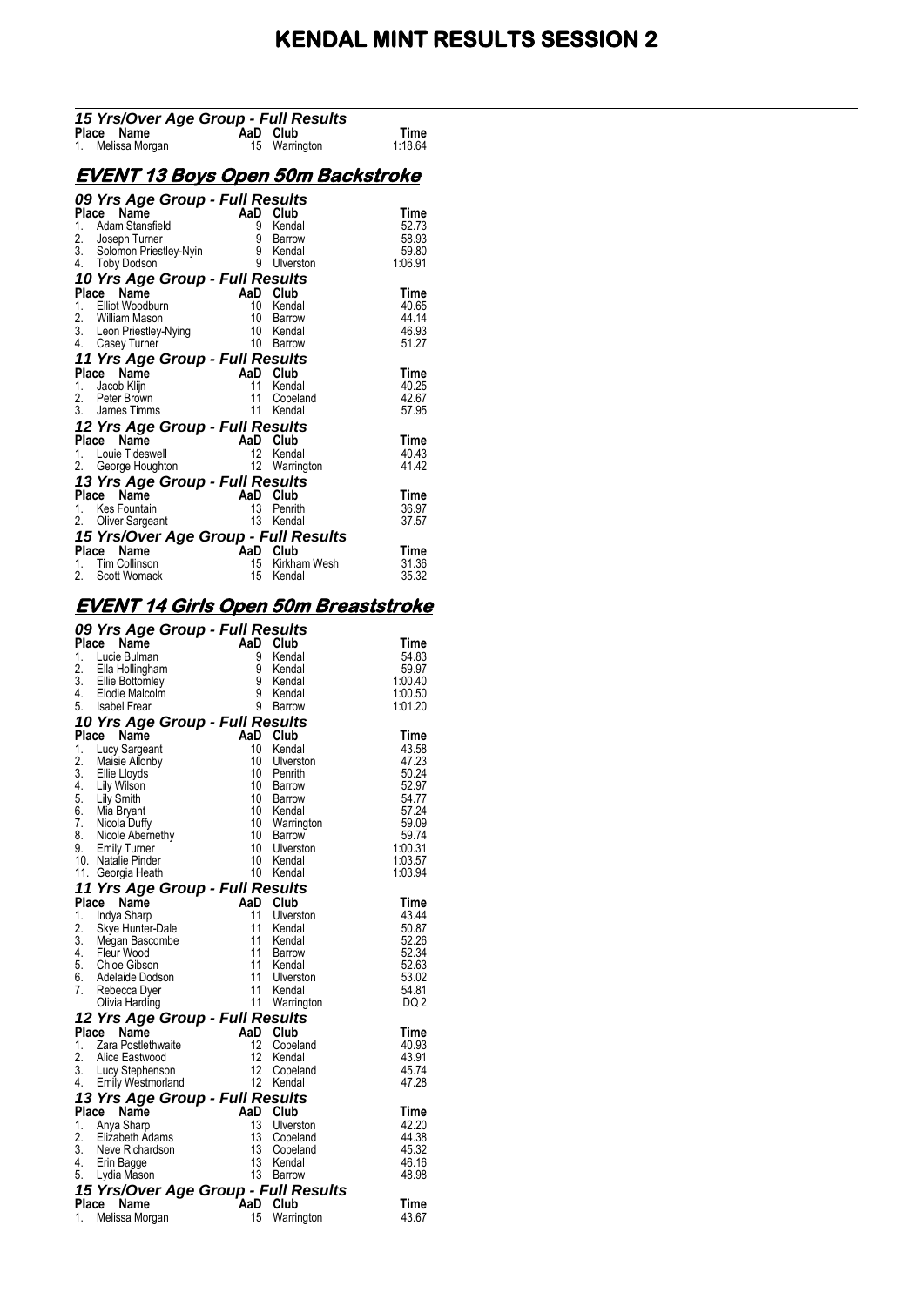# KENDAL MINT RESULTS SESSION 2

### 15 Yrs/Over Age Group - Full Results

| Place | Name | AaD | Club | Time |
|---|---|---|---|---|
| 1. | Melissa Morgan | 15 | Warrington | 1:18.64 |

## EVENT 13 Boys Open 50m Backstroke

### 09 Yrs Age Group - Full Results

| Place | Name | AaD | Club | Time |
|---|---|---|---|---|
| 1. | Adam Stansfield | 9 | Kendal | 52.73 |
| 2. | Joseph Turner | 9 | Barrow | 58.93 |
| 3. | Solomon Priestley-Nyin | 9 | Kendal | 59.80 |
| 4. | Toby Dodson | 9 | Ulverston | 1:06.91 |

### 10 Yrs Age Group - Full Results

| Place | Name | AaD | Club | Time |
|---|---|---|---|---|
| 1. | Elliot Woodburn | 10 | Kendal | 40.65 |
| 2. | William Mason | 10 | Barrow | 44.14 |
| 3. | Leon Priestley-Nying | 10 | Kendal | 46.93 |
| 4. | Casey Turner | 10 | Barrow | 51.27 |

### 11 Yrs Age Group - Full Results

| Place | Name | AaD | Club | Time |
|---|---|---|---|---|
| 1. | Jacob Klijn | 11 | Kendal | 40.25 |
| 2. | Peter Brown | 11 | Copeland | 42.67 |
| 3. | James Timms | 11 | Kendal | 57.95 |

### 12 Yrs Age Group - Full Results

| Place | Name | AaD | Club | Time |
|---|---|---|---|---|
| 1. | Louie Tideswell | 12 | Kendal | 40.43 |
| 2. | George Houghton | 12 | Warrington | 41.42 |

### 13 Yrs Age Group - Full Results

| Place | Name | AaD | Club | Time |
|---|---|---|---|---|
| 1. | Kes Fountain | 13 | Penrith | 36.97 |
| 2. | Oliver Sargeant | 13 | Kendal | 37.57 |

### 15 Yrs/Over Age Group - Full Results

| Place | Name | AaD | Club | Time |
|---|---|---|---|---|
| 1. | Tim Collinson | 15 | Kirkham Wesh | 31.36 |
| 2. | Scott Womack | 15 | Kendal | 35.32 |

## EVENT 14 Girls Open 50m Breaststroke

### 09 Yrs Age Group - Full Results

| Place | Name | AaD | Club | Time |
|---|---|---|---|---|
| 1. | Lucie Bulman | 9 | Kendal | 54.83 |
| 2. | Ella Hollingham | 9 | Kendal | 59.97 |
| 3. | Ellie Bottomley | 9 | Kendal | 1:00.40 |
| 4. | Elodie Malcolm | 9 | Kendal | 1:00.50 |
| 5. | Isabel Frear | 9 | Barrow | 1:01.20 |

### 10 Yrs Age Group - Full Results

| Place | Name | AaD | Club | Time |
|---|---|---|---|---|
| 1. | Lucy Sargeant | 10 | Kendal | 43.58 |
| 2. | Maisie Allonby | 10 | Ulverston | 47.23 |
| 3. | Ellie Lloyds | 10 | Penrith | 50.24 |
| 4. | Lily Wilson | 10 | Barrow | 52.97 |
| 5. | Lily Smith | 10 | Barrow | 54.77 |
| 6. | Mia Bryant | 10 | Kendal | 57.24 |
| 7. | Nicola Duffy | 10 | Warrington | 59.09 |
| 8. | Nicole Abernethy | 10 | Barrow | 59.74 |
| 9. | Emily Turner | 10 | Ulverston | 1:00.31 |
| 10. | Natalie Pinder | 10 | Kendal | 1:03.57 |
| 11. | Georgia Heath | 10 | Kendal | 1:03.94 |

### 11 Yrs Age Group - Full Results

| Place | Name | AaD | Club | Time |
|---|---|---|---|---|
| 1. | Indya Sharp | 11 | Ulverston | 43.44 |
| 2. | Skye Hunter-Dale | 11 | Kendal | 50.87 |
| 3. | Megan Bascombe | 11 | Kendal | 52.26 |
| 4. | Fleur Wood | 11 | Barrow | 52.34 |
| 5. | Chloe Gibson | 11 | Kendal | 52.63 |
| 6. | Adelaide Dodson | 11 | Ulverston | 53.02 |
| 7. | Rebecca Dyer | 11 | Kendal | 54.81 |
| | Olivia Harding | 11 | Warrington | DQ 2 |

### 12 Yrs Age Group - Full Results

| Place | Name | AaD | Club | Time |
|---|---|---|---|---|
| 1. | Zara Postlethwaite | 12 | Copeland | 40.93 |
| 2. | Alice Eastwood | 12 | Kendal | 43.91 |
| 3. | Lucy Stephenson | 12 | Copeland | 45.74 |
| 4. | Emily Westmorland | 12 | Kendal | 47.28 |

### 13 Yrs Age Group - Full Results

| Place | Name | AaD | Club | Time |
|---|---|---|---|---|
| 1. | Anya Sharp | 13 | Ulverston | 42.20 |
| 2. | Elizabeth Adams | 13 | Copeland | 44.38 |
| 3. | Neve Richardson | 13 | Copeland | 45.32 |
| 4. | Erin Bagge | 13 | Kendal | 46.16 |
| 5. | Lydia Mason | 13 | Barrow | 48.98 |

### 15 Yrs/Over Age Group - Full Results

| Place | Name | AaD | Club | Time |
|---|---|---|---|---|
| 1. | Melissa Morgan | 15 | Warrington | 43.67 |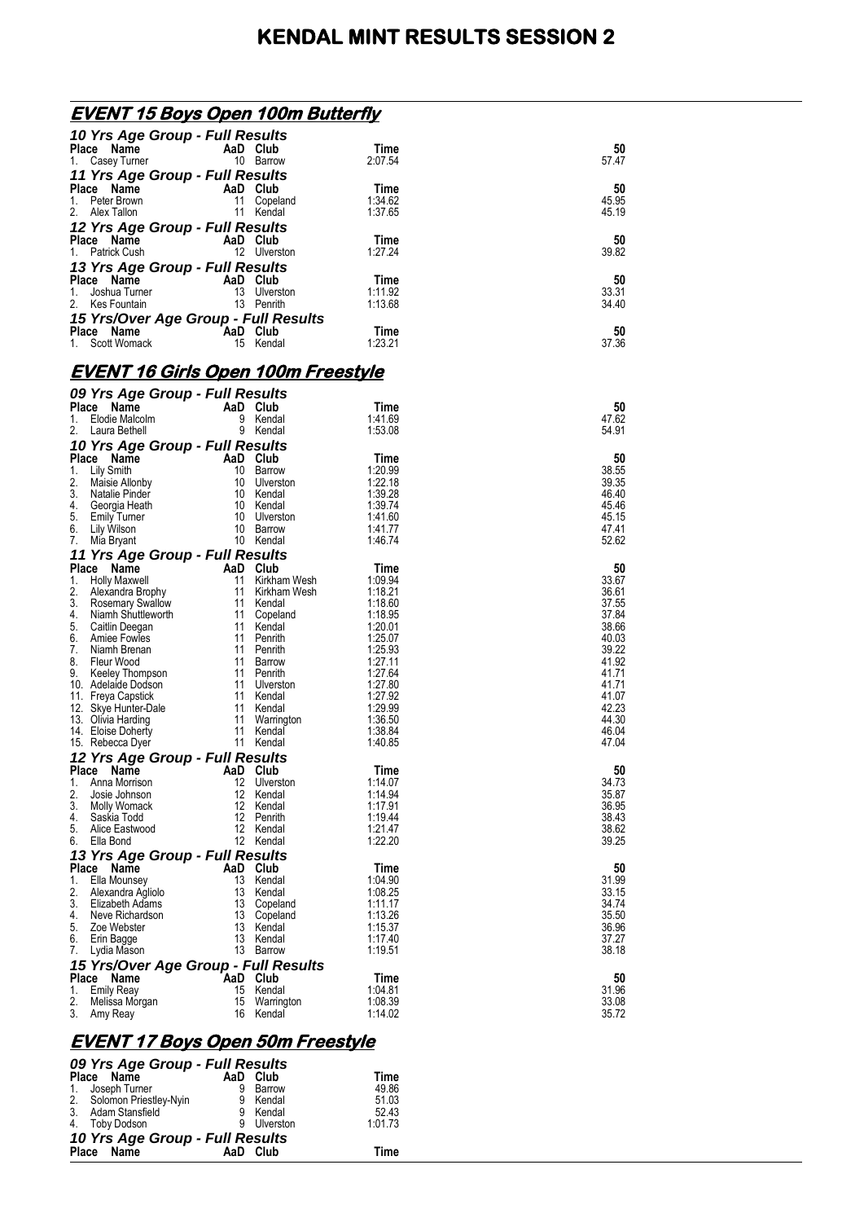# KENDAL MINT RESULTS SESSION 2

## EVENT 15 Boys Open 100m Butterfly

### 10 Yrs Age Group - Full Results

| Place | Name | AaD | Club | Time | 50 |
|---|---|---|---|---|---|
| 1. | Casey Turner | 10 | Barrow | 2:07.54 | 57.47 |

### 11 Yrs Age Group - Full Results

| Place | Name | AaD | Club | Time | 50 |
|---|---|---|---|---|---|
| 1. | Peter Brown | 11 | Copeland | 1:34.62 | 45.95 |
| 2. | Alex Tallon | 11 | Kendal | 1:37.65 | 45.19 |

### 12 Yrs Age Group - Full Results

| Place | Name | AaD | Club | Time | 50 |
|---|---|---|---|---|---|
| 1. | Patrick Cush | 12 | Ulverston | 1:27.24 | 39.82 |

### 13 Yrs Age Group - Full Results

| Place | Name | AaD | Club | Time | 50 |
|---|---|---|---|---|---|
| 1. | Joshua Turner | 13 | Ulverston | 1:11.92 | 33.31 |
| 2. | Kes Fountain | 13 | Penrith | 1:13.68 | 34.40 |

### 15 Yrs/Over Age Group - Full Results

| Place | Name | AaD | Club | Time | 50 |
|---|---|---|---|---|---|
| 1. | Scott Womack | 15 | Kendal | 1:23.21 | 37.36 |

## EVENT 16 Girls Open 100m Freestyle

### 09 Yrs Age Group - Full Results

| Place | Name | AaD | Club | Time | 50 |
|---|---|---|---|---|---|
| 1. | Elodie Malcolm | 9 | Kendal | 1:41.69 | 47.62 |
| 2. | Laura Bethell | 9 | Kendal | 1:53.08 | 54.91 |

### 10 Yrs Age Group - Full Results

| Place | Name | AaD | Club | Time | 50 |
|---|---|---|---|---|---|
| 1. | Lily Smith | 10 | Barrow | 1:20.99 | 38.55 |
| 2. | Maisie Allonby | 10 | Ulverston | 1:22.18 | 39.35 |
| 3. | Natalie Pinder | 10 | Kendal | 1:39.28 | 46.40 |
| 4. | Georgia Heath | 10 | Kendal | 1:39.74 | 45.46 |
| 5. | Emily Turner | 10 | Ulverston | 1:41.60 | 45.15 |
| 6. | Lily Wilson | 10 | Barrow | 1:41.77 | 47.41 |
| 7. | Mia Bryant | 10 | Kendal | 1:46.74 | 52.62 |

### 11 Yrs Age Group - Full Results

| Place | Name | AaD | Club | Time | 50 |
|---|---|---|---|---|---|
| 1. | Holly Maxwell | 11 | Kirkham Wesh | 1:09.94 | 33.67 |
| 2. | Alexandra Brophy | 11 | Kirkham Wesh | 1:18.21 | 36.61 |
| 3. | Rosemary Swallow | 11 | Kendal | 1:18.60 | 37.55 |
| 4. | Niamh Shuttleworth | 11 | Copeland | 1:18.95 | 37.84 |
| 5. | Caitlin Deegan | 11 | Kendal | 1:20.01 | 38.66 |
| 6. | Amiee Fowles | 11 | Penrith | 1:25.07 | 40.03 |
| 7. | Niamh Brenan | 11 | Penrith | 1:25.93 | 39.22 |
| 8. | Fleur Wood | 11 | Barrow | 1:27.11 | 41.92 |
| 9. | Keeley Thompson | 11 | Penrith | 1:27.64 | 41.71 |
| 10. | Adelaide Dodson | 11 | Ulverston | 1:27.80 | 41.71 |
| 11. | Freya Capstick | 11 | Kendal | 1:27.92 | 41.07 |
| 12. | Skye Hunter-Dale | 11 | Kendal | 1:29.99 | 42.23 |
| 13. | Olivia Harding | 11 | Warrington | 1:36.50 | 44.30 |
| 14. | Eloise Doherty | 11 | Kendal | 1:38.84 | 46.04 |
| 15. | Rebecca Dyer | 11 | Kendal | 1:40.85 | 47.04 |

### 12 Yrs Age Group - Full Results

| Place | Name | AaD | Club | Time | 50 |
|---|---|---|---|---|---|
| 1. | Anna Morrison | 12 | Ulverston | 1:14.07 | 34.73 |
| 2. | Josie Johnson | 12 | Kendal | 1:14.94 | 35.87 |
| 3. | Molly Womack | 12 | Kendal | 1:17.91 | 36.95 |
| 4. | Saskia Todd | 12 | Penrith | 1:19.44 | 38.43 |
| 5. | Alice Eastwood | 12 | Kendal | 1:21.47 | 38.62 |
| 6. | Ella Bond | 12 | Kendal | 1:22.20 | 39.25 |

### 13 Yrs Age Group - Full Results

| Place | Name | AaD | Club | Time | 50 |
|---|---|---|---|---|---|
| 1. | Ella Mounsey | 13 | Kendal | 1:04.90 | 31.99 |
| 2. | Alexandra Agliolo | 13 | Kendal | 1:08.25 | 33.15 |
| 3. | Elizabeth Adams | 13 | Copeland | 1:11.17 | 34.74 |
| 4. | Neve Richardson | 13 | Copeland | 1:13.26 | 35.50 |
| 5. | Zoe Webster | 13 | Kendal | 1:15.37 | 36.96 |
| 6. | Erin Bagge | 13 | Kendal | 1:17.40 | 37.27 |
| 7. | Lydia Mason | 13 | Barrow | 1:19.51 | 38.18 |

### 15 Yrs/Over Age Group - Full Results

| Place | Name | AaD | Club | Time | 50 |
|---|---|---|---|---|---|
| 1. | Emily Reay | 15 | Kendal | 1:04.81 | 31.96 |
| 2. | Melissa Morgan | 15 | Warrington | 1:08.39 | 33.08 |
| 3. | Amy Reay | 16 | Kendal | 1:14.02 | 35.72 |

## EVENT 17 Boys Open 50m Freestyle

### 09 Yrs Age Group - Full Results

| Place | Name | AaD | Club | Time |
|---|---|---|---|---|
| 1. | Joseph Turner | 9 | Barrow | 49.86 |
| 2. | Solomon Priestley-Nyin | 9 | Kendal | 51.03 |
| 3. | Adam Stansfield | 9 | Kendal | 52.43 |
| 4. | Toby Dodson | 9 | Ulverston | 1:01.73 |

### 10 Yrs Age Group - Full Results

| Place | Name | AaD | Club | Time |
|---|---|---|---|---|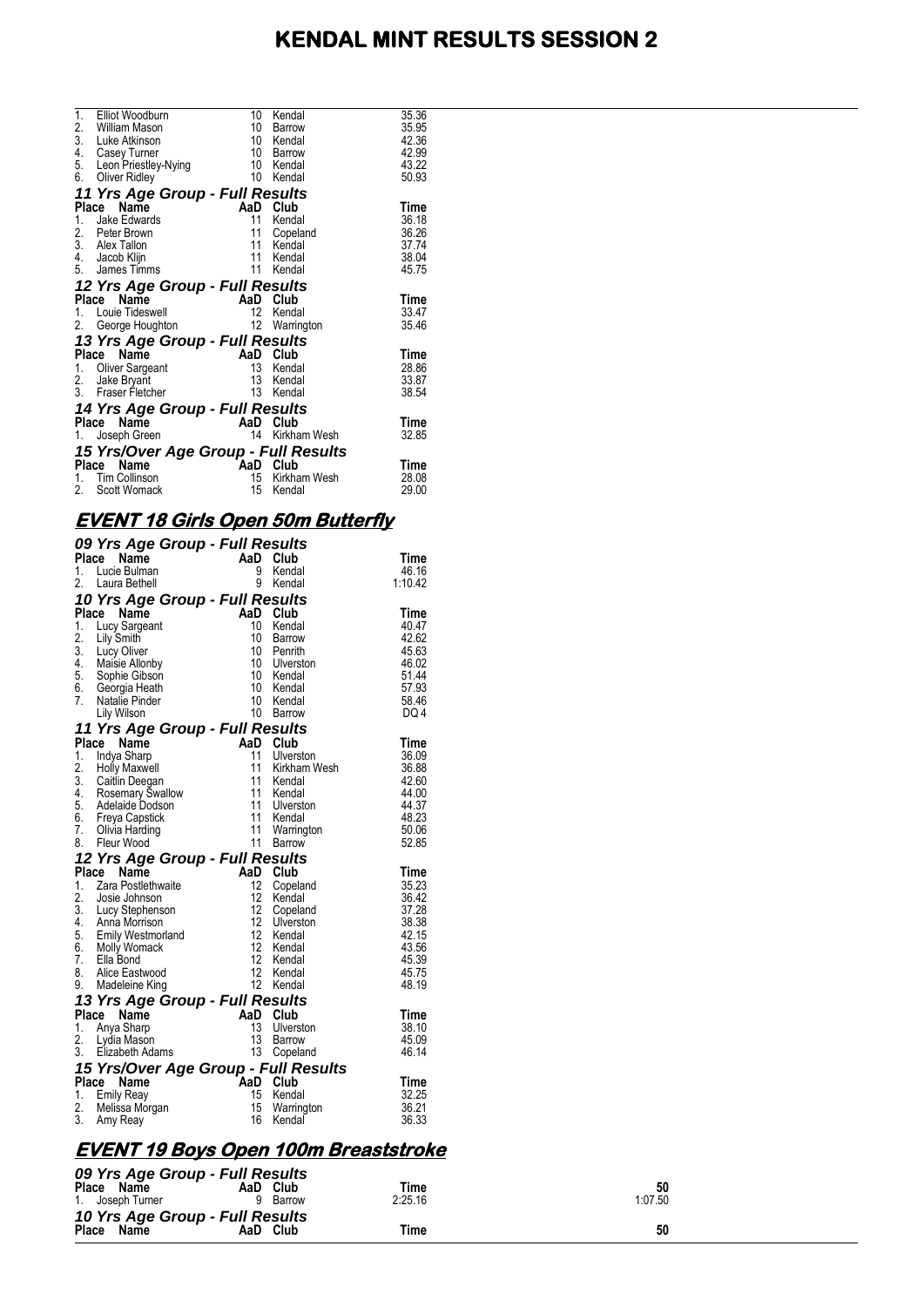# KENDAL MINT RESULTS SESSION 2

| Place | Name | AaD | Club | Time |
|---|---|---|---|---|
| 1. | Elliot Woodburn | 10 | Kendal | 35.36 |
| 2. | William Mason | 10 | Barrow | 35.95 |
| 3. | Luke Atkinson | 10 | Kendal | 42.36 |
| 4. | Casey Turner | 10 | Barrow | 42.99 |
| 5. | Leon Priestley-Nying | 10 | Kendal | 43.22 |
| 6. | Oliver Ridley | 10 | Kendal | 50.93 |

### 11 Yrs Age Group - Full Results

| Place | Name | AaD | Club | Time |
|---|---|---|---|---|
| 1. | Jake Edwards | 11 | Kendal | 36.18 |
| 2. | Peter Brown | 11 | Copeland | 36.26 |
| 3. | Alex Tallon | 11 | Kendal | 37.74 |
| 4. | Jacob Klijn | 11 | Kendal | 38.04 |
| 5. | James Timms | 11 | Kendal | 45.75 |

### 12 Yrs Age Group - Full Results

| Place | Name | AaD | Club | Time |
|---|---|---|---|---|
| 1. | Louie Tideswell | 12 | Kendal | 33.47 |
| 2. | George Houghton | 12 | Warrington | 35.46 |

### 13 Yrs Age Group - Full Results

| Place | Name | AaD | Club | Time |
|---|---|---|---|---|
| 1. | Oliver Sargeant | 13 | Kendal | 28.86 |
| 2. | Jake Bryant | 13 | Kendal | 33.87 |
| 3. | Fraser Fletcher | 13 | Kendal | 38.54 |

### 14 Yrs Age Group - Full Results

| Place | Name | AaD | Club | Time |
|---|---|---|---|---|
| 1. | Joseph Green | 14 | Kirkham Wesh | 32.85 |

### 15 Yrs/Over Age Group - Full Results

| Place | Name | AaD | Club | Time |
|---|---|---|---|---|
| 1. | Tim Collinson | 15 | Kirkham Wesh | 28.08 |
| 2. | Scott Womack | 15 | Kendal | 29.00 |

## EVENT 18 Girls Open 50m Butterfly

### 09 Yrs Age Group - Full Results

| Place | Name | AaD | Club | Time |
|---|---|---|---|---|
| 1. | Lucie Bulman | 9 | Kendal | 46.16 |
| 2. | Laura Bethell | 9 | Kendal | 1:10.42 |

### 10 Yrs Age Group - Full Results

| Place | Name | AaD | Club | Time |
|---|---|---|---|---|
| 1. | Lucy Sargeant | 10 | Kendal | 40.47 |
| 2. | Lily Smith | 10 | Barrow | 42.62 |
| 3. | Lucy Oliver | 10 | Penrith | 45.63 |
| 4. | Maisie Allonby | 10 | Ulverston | 46.02 |
| 5. | Sophie Gibson | 10 | Kendal | 51.44 |
| 6. | Georgia Heath | 10 | Kendal | 57.93 |
| 7. | Natalie Pinder | 10 | Kendal | 58.46 |
| | Lily Wilson | 10 | Barrow | DQ 4 |

### 11 Yrs Age Group - Full Results

| Place | Name | AaD | Club | Time |
|---|---|---|---|---|
| 1. | Indya Sharp | 11 | Ulverston | 36.09 |
| 2. | Holly Maxwell | 11 | Kirkham Wesh | 36.88 |
| 3. | Caitlin Deegan | 11 | Kendal | 42.60 |
| 4. | Rosemary Swallow | 11 | Kendal | 44.00 |
| 5. | Adelaide Dodson | 11 | Ulverston | 44.37 |
| 6. | Freya Capstick | 11 | Kendal | 48.23 |
| 7. | Olivia Harding | 11 | Warrington | 50.06 |
| 8. | Fleur Wood | 11 | Barrow | 52.85 |

### 12 Yrs Age Group - Full Results

| Place | Name | AaD | Club | Time |
|---|---|---|---|---|
| 1. | Zara Postlethwaite | 12 | Copeland | 35.23 |
| 2. | Josie Johnson | 12 | Kendal | 36.42 |
| 3. | Lucy Stephenson | 12 | Copeland | 37.28 |
| 4. | Anna Morrison | 12 | Ulverston | 38.38 |
| 5. | Emily Westmorland | 12 | Kendal | 42.15 |
| 6. | Molly Womack | 12 | Kendal | 43.56 |
| 7. | Ella Bond | 12 | Kendal | 45.39 |
| 8. | Alice Eastwood | 12 | Kendal | 45.75 |
| 9. | Madeleine King | 12 | Kendal | 48.19 |

### 13 Yrs Age Group - Full Results

| Place | Name | AaD | Club | Time |
|---|---|---|---|---|
| 1. | Anya Sharp | 13 | Ulverston | 38.10 |
| 2. | Lydia Mason | 13 | Barrow | 45.09 |
| 3. | Elizabeth Adams | 13 | Copeland | 46.14 |

### 15 Yrs/Over Age Group - Full Results

| Place | Name | AaD | Club | Time |
|---|---|---|---|---|
| 1. | Emily Reay | 15 | Kendal | 32.25 |
| 2. | Melissa Morgan | 15 | Warrington | 36.21 |
| 3. | Amy Reay | 16 | Kendal | 36.33 |

## EVENT 19 Boys Open 100m Breaststroke

### 09 Yrs Age Group - Full Results

| Place | Name | AaD | Club | Time | 50 |
|---|---|---|---|---|---|
| 1. | Joseph Turner | 9 | Barrow | 2:25.16 | 1:07.50 |

### 10 Yrs Age Group - Full Results

| Place | Name | AaD | Club | Time | 50 |
|---|---|---|---|---|---|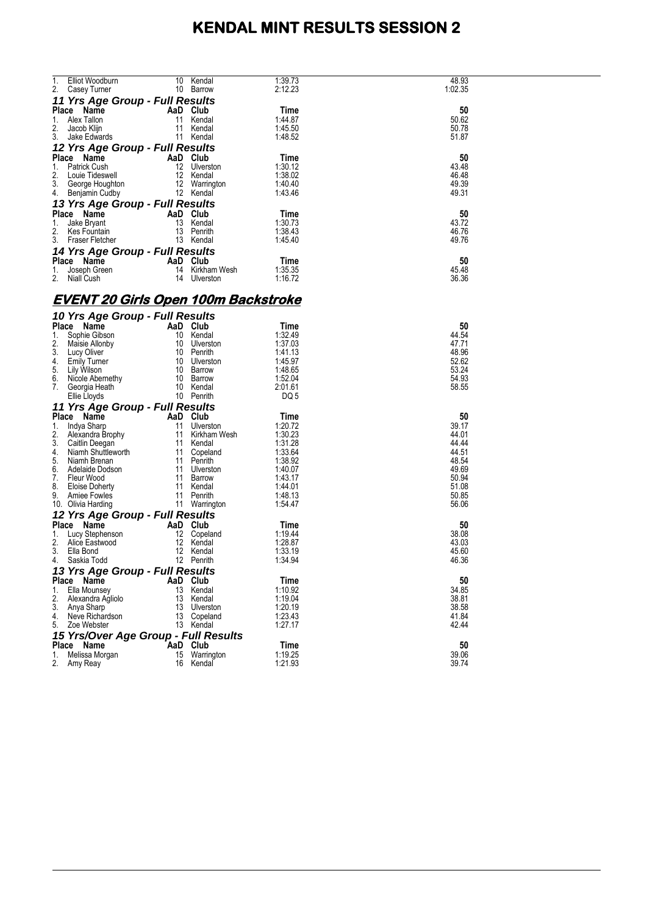# KENDAL MINT RESULTS SESSION 2

| Place | Name | AaD | Club | Time | 50 |
|---|---|---|---|---|---|
| 1. | Elliot Woodburn | 10 | Kendal | 1:39.73 | 48.93 |
| 2. | Casey Turner | 10 | Barrow | 2:12.23 | 1:02.35 |

### 11 Yrs Age Group - Full Results

| Place | Name | AaD | Club | Time | 50 |
|---|---|---|---|---|---|
| 1. | Alex Tallon | 11 | Kendal | 1:44.87 | 50.62 |
| 2. | Jacob Klijn | 11 | Kendal | 1:45.50 | 50.78 |
| 3. | Jake Edwards | 11 | Kendal | 1:48.52 | 51.87 |

### 12 Yrs Age Group - Full Results

| Place | Name | AaD | Club | Time | 50 |
|---|---|---|---|---|---|
| 1. | Patrick Cush | 12 | Ulverston | 1:30.12 | 43.48 |
| 2. | Louie Tideswell | 12 | Kendal | 1:38.02 | 46.48 |
| 3. | George Houghton | 12 | Warrington | 1:40.40 | 49.39 |
| 4. | Benjamin Cudby | 12 | Kendal | 1:43.46 | 49.31 |

### 13 Yrs Age Group - Full Results

| Place | Name | AaD | Club | Time | 50 |
|---|---|---|---|---|---|
| 1. | Jake Bryant | 13 | Kendal | 1:30.73 | 43.72 |
| 2. | Kes Fountain | 13 | Penrith | 1:38.43 | 46.76 |
| 3. | Fraser Fletcher | 13 | Kendal | 1:45.40 | 49.76 |

### 14 Yrs Age Group - Full Results

| Place | Name | AaD | Club | Time | 50 |
|---|---|---|---|---|---|
| 1. | Joseph Green | 14 | Kirkham Wesh | 1:35.35 | 45.48 |
| 2. | Niall Cush | 14 | Ulverston | 1:16.72 | 36.36 |

## EVENT 20 Girls Open 100m Backstroke

### 10 Yrs Age Group - Full Results

| Place | Name | AaD | Club | Time | 50 |
|---|---|---|---|---|---|
| 1. | Sophie Gibson | 10 | Kendal | 1:32.49 | 44.54 |
| 2. | Maisie Allonby | 10 | Ulverston | 1:37.03 | 47.71 |
| 3. | Lucy Oliver | 10 | Penrith | 1:41.13 | 48.96 |
| 4. | Emily Turner | 10 | Ulverston | 1:45.97 | 52.62 |
| 5. | Lily Wilson | 10 | Barrow | 1:48.65 | 53.24 |
| 6. | Nicole Abernethy | 10 | Barrow | 1:52.04 | 54.93 |
| 7. | Georgia Heath | 10 | Kendal | 2:01.61 | 58.55 |
| | Ellie Lloyds | 10 | Penrith | DQ 5 | |

### 11 Yrs Age Group - Full Results

| Place | Name | AaD | Club | Time | 50 |
|---|---|---|---|---|---|
| 1. | Indya Sharp | 11 | Ulverston | 1:20.72 | 39.17 |
| 2. | Alexandra Brophy | 11 | Kirkham Wesh | 1:30.23 | 44.01 |
| 3. | Caitlin Deegan | 11 | Kendal | 1:31.28 | 44.44 |
| 4. | Niamh Shuttleworth | 11 | Copeland | 1:33.64 | 44.51 |
| 5. | Niamh Brenan | 11 | Penrith | 1:38.92 | 48.54 |
| 6. | Adelaide Dodson | 11 | Ulverston | 1:40.07 | 49.69 |
| 7. | Fleur Wood | 11 | Barrow | 1:43.17 | 50.94 |
| 8. | Eloise Doherty | 11 | Kendal | 1:44.01 | 51.08 |
| 9. | Amiee Fowles | 11 | Penrith | 1:48.13 | 50.85 |
| 10. | Olivia Harding | 11 | Warrington | 1:54.47 | 56.06 |

### 12 Yrs Age Group - Full Results

| Place | Name | AaD | Club | Time | 50 |
|---|---|---|---|---|---|
| 1. | Lucy Stephenson | 12 | Copeland | 1:19.44 | 38.08 |
| 2. | Alice Eastwood | 12 | Kendal | 1:28.87 | 43.03 |
| 3. | Ella Bond | 12 | Kendal | 1:33.19 | 45.60 |
| 4. | Saskia Todd | 12 | Penrith | 1:34.94 | 46.36 |

### 13 Yrs Age Group - Full Results

| Place | Name | AaD | Club | Time | 50 |
|---|---|---|---|---|---|
| 1. | Ella Mounsey | 13 | Kendal | 1:10.92 | 34.85 |
| 2. | Alexandra Agliolo | 13 | Kendal | 1:19.04 | 38.81 |
| 3. | Anya Sharp | 13 | Ulverston | 1:20.19 | 38.58 |
| 4. | Neve Richardson | 13 | Copeland | 1:23.43 | 41.84 |
| 5. | Zoe Webster | 13 | Kendal | 1:27.17 | 42.44 |

### 15 Yrs/Over Age Group - Full Results

| Place | Name | AaD | Club | Time | 50 |
|---|---|---|---|---|---|
| 1. | Melissa Morgan | 15 | Warrington | 1:19.25 | 39.06 |
| 2. | Amy Reay | 16 | Kendal | 1:21.93 | 39.74 |